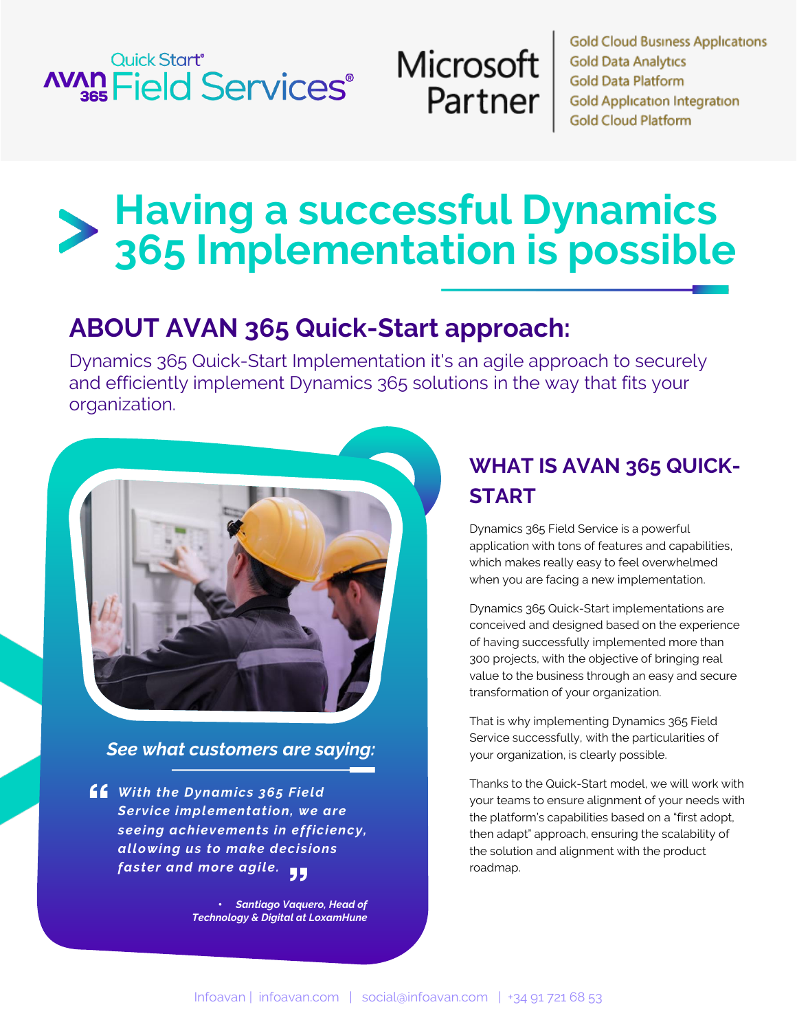Quick Start®
AVAN 365 Field Services®

Microsoft Partner

Gold Cloud Business Applications
Gold Data Analytics
Gold Data Platform
Gold Application Integration
Gold Cloud Platform

# Having a successful Dynamics 365 Implementation is possible

## ABOUT AVAN 365 Quick-Start approach:

Dynamics 365 Quick-Start Implementation it's an agile approach to securely and efficiently implement Dynamics 365 solutions in the way that fits your organization.

***See what customers are saying:***

> ***With the Dynamics 365 Field Service implementation, we are seeing achievements in efficiency, allowing us to make decisions faster and more agile.***

- ***Santiago Vaquero, Head of Technology & Digital at LoxamHune***

## WHAT IS AVAN 365 QUICK-START

Dynamics 365 Field Service is a powerful application with tons of features and capabilities, which makes really easy to feel overwhelmed when you are facing a new implementation.

Dynamics 365 Quick-Start implementations are conceived and designed based on the experience of having successfully implemented more than 300 projects, with the objective of bringing real value to the business through an easy and secure transformation of your organization.

That is why implementing Dynamics 365 Field Service successfully, with the particularities of your organization, is clearly possible.

Thanks to the Quick-Start model, we will work with your teams to ensure alignment of your needs with the platform's capabilities based on a "first adopt, then adapt" approach, ensuring the scalability of the solution and alignment with the product roadmap.

Infoavan | infoavan.com | social@infoavan.com | +34 91 721 68 53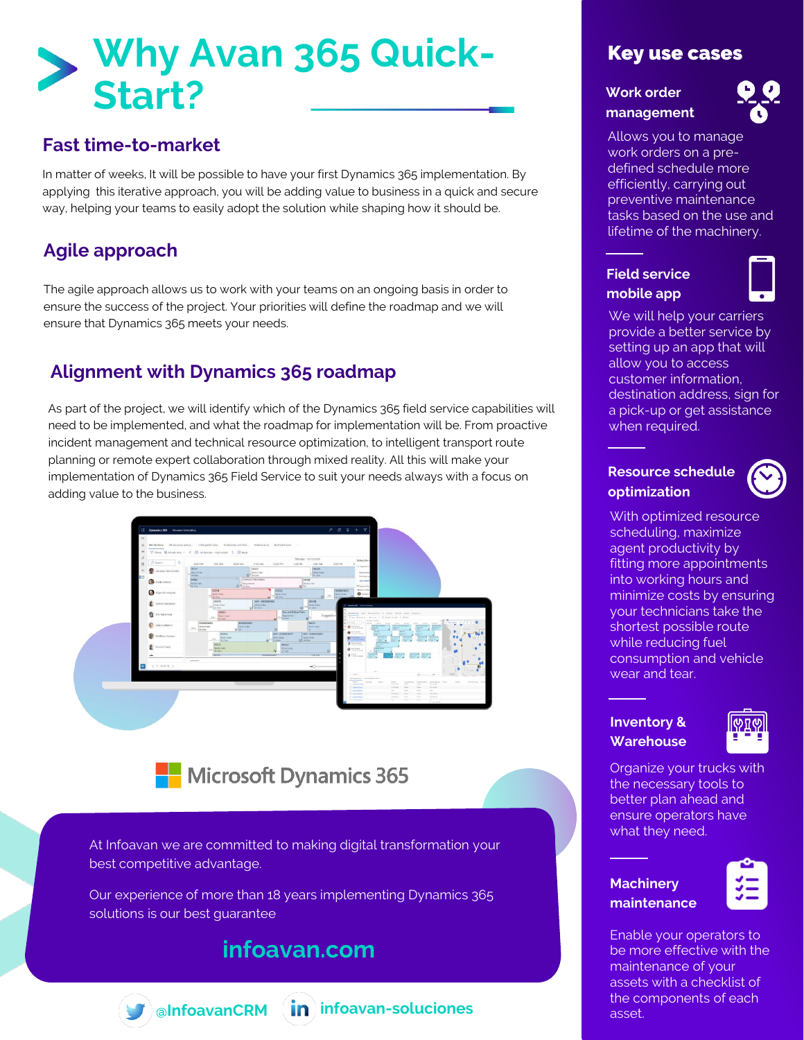# Why Avan 365 Quick-Start?

## Fast time-to-market

In matter of weeks, It will be possible to have your first Dynamics 365 implementation. By applying this iterative approach, you will be adding value to business in a quick and secure way, helping your teams to easily adopt the solution while shaping how it should be.

## Agile approach

The agile approach allows us to work with your teams on an ongoing basis in order to ensure the success of the project. Your priorities will define the roadmap and we will ensure that Dynamics 365 meets your needs.

## Alignment with Dynamics 365 roadmap

As part of the project, we will identify which of the Dynamics 365 field service capabilities will need to be implemented, and what the roadmap for implementation will be. From proactive incident management and technical resource optimization, to intelligent transport route planning or remote expert collaboration through mixed reality. All this will make your implementation of Dynamics 365 Field Service to suit your needs always with a focus on adding value to the business.

Microsoft Dynamics 365

At Infoavan we are committed to making digital transformation your best competitive advantage.

Our experience of more than 18 years implementing Dynamics 365 solutions is our best guarantee

**infoavan.com**

@InfoavanCRM

infoavan-soluciones

## Key use cases

### Work order management

Allows you to manage work orders on a pre-defined schedule more efficiently, carrying out preventive maintenance tasks based on the use and lifetime of the machinery.

### Field service mobile app

We will help your carriers provide a better service by setting up an app that will allow you to access customer information, destination address, sign for a pick-up or get assistance when required.

### Resource schedule optimization

With optimized resource scheduling, maximize agent productivity by fitting more appointments into working hours and minimize costs by ensuring your technicians take the shortest possible route while reducing fuel consumption and vehicle wear and tear.

### Inventory & Warehouse

Organize your trucks with the necessary tools to better plan ahead and ensure operators have what they need.

### Machinery maintenance

Enable your operators to be more effective with the maintenance of your assets with a checklist of the components of each asset.